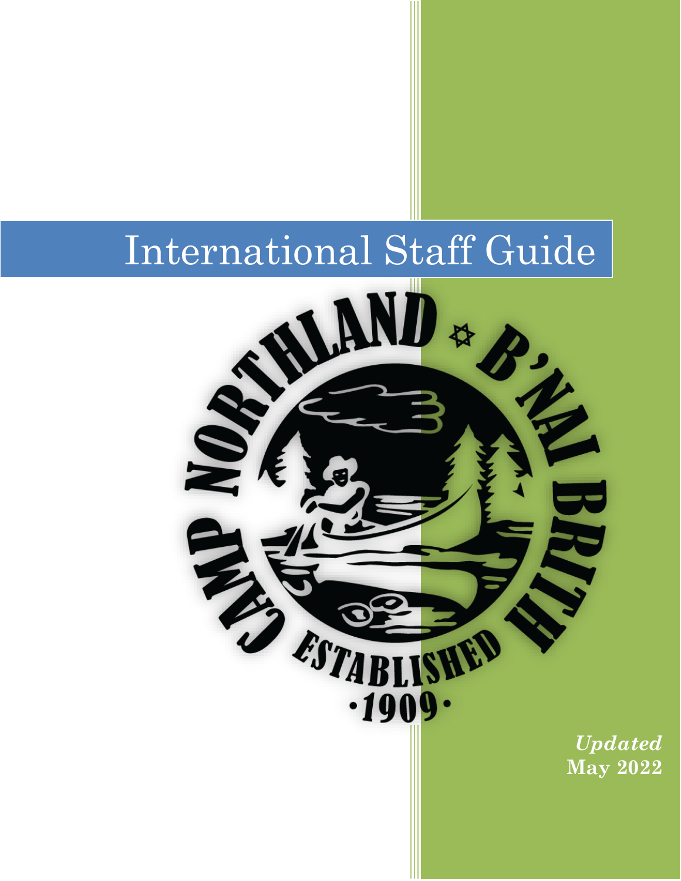# International Staff Guide

CAMP NORTHLAND ✡ B'NAI BRITH

ESTABLISHED

·1909·

*Updated*

**May 2022**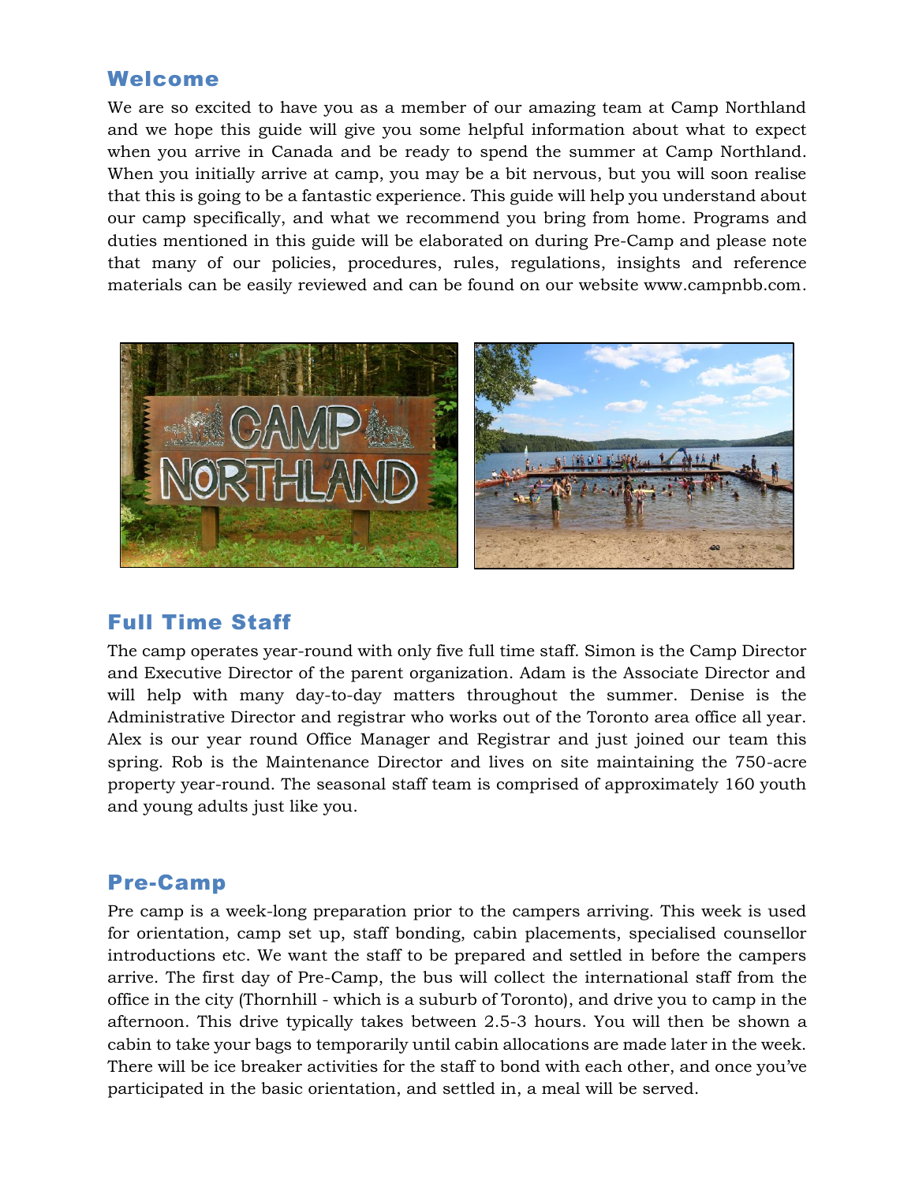## Welcome

We are so excited to have you as a member of our amazing team at Camp Northland and we hope this guide will give you some helpful information about what to expect when you arrive in Canada and be ready to spend the summer at Camp Northland. When you initially arrive at camp, you may be a bit nervous, but you will soon realise that this is going to be a fantastic experience. This guide will help you understand about our camp specifically, and what we recommend you bring from home. Programs and duties mentioned in this guide will be elaborated on during Pre-Camp and please note that many of our policies, procedures, rules, regulations, insights and reference materials can be easily reviewed and can be found on our website www.campnbb.com.

## Full Time Staff

The camp operates year-round with only five full time staff. Simon is the Camp Director and Executive Director of the parent organization. Adam is the Associate Director and will help with many day-to-day matters throughout the summer. Denise is the Administrative Director and registrar who works out of the Toronto area office all year. Alex is our year round Office Manager and Registrar and just joined our team this spring. Rob is the Maintenance Director and lives on site maintaining the 750-acre property year-round. The seasonal staff team is comprised of approximately 160 youth and young adults just like you.

## Pre-Camp

Pre camp is a week-long preparation prior to the campers arriving. This week is used for orientation, camp set up, staff bonding, cabin placements, specialised counsellor introductions etc. We want the staff to be prepared and settled in before the campers arrive. The first day of Pre-Camp, the bus will collect the international staff from the office in the city (Thornhill - which is a suburb of Toronto), and drive you to camp in the afternoon. This drive typically takes between 2.5-3 hours. You will then be shown a cabin to take your bags to temporarily until cabin allocations are made later in the week. There will be ice breaker activities for the staff to bond with each other, and once you've participated in the basic orientation, and settled in, a meal will be served.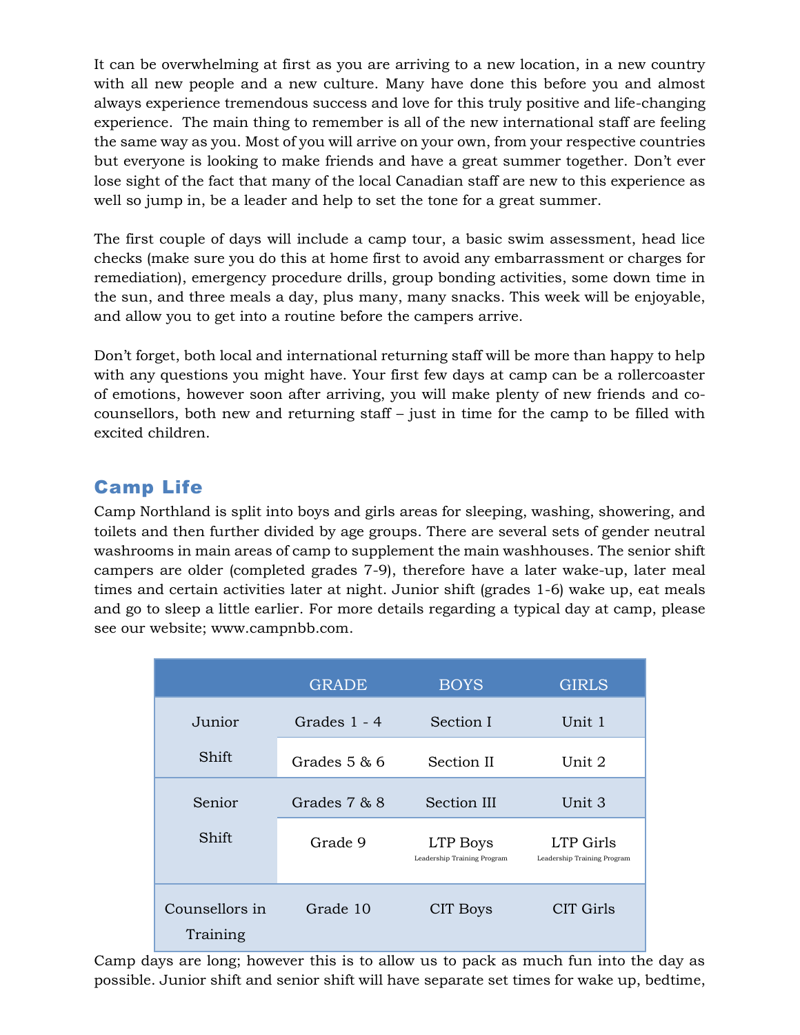It can be overwhelming at first as you are arriving to a new location, in a new country with all new people and a new culture. Many have done this before you and almost always experience tremendous success and love for this truly positive and life-changing experience. The main thing to remember is all of the new international staff are feeling the same way as you. Most of you will arrive on your own, from your respective countries but everyone is looking to make friends and have a great summer together. Don't ever lose sight of the fact that many of the local Canadian staff are new to this experience as well so jump in, be a leader and help to set the tone for a great summer.

The first couple of days will include a camp tour, a basic swim assessment, head lice checks (make sure you do this at home first to avoid any embarrassment or charges for remediation), emergency procedure drills, group bonding activities, some down time in the sun, and three meals a day, plus many, many snacks. This week will be enjoyable, and allow you to get into a routine before the campers arrive.

Don't forget, both local and international returning staff will be more than happy to help with any questions you might have. Your first few days at camp can be a rollercoaster of emotions, however soon after arriving, you will make plenty of new friends and co-counsellors, both new and returning staff – just in time for the camp to be filled with excited children.

## Camp Life

Camp Northland is split into boys and girls areas for sleeping, washing, showering, and toilets and then further divided by age groups. There are several sets of gender neutral washrooms in main areas of camp to supplement the main washhouses. The senior shift campers are older (completed grades 7-9), therefore have a later wake-up, later meal times and certain activities later at night. Junior shift (grades 1-6) wake up, eat meals and go to sleep a little earlier. For more details regarding a typical day at camp, please see our website; www.campnbb.com.

| | GRADE | BOYS | GIRLS |
|---|---|---|---|
| Junior Shift | Grades 1 - 4 | Section I | Unit 1 |
| | Grades 5 & 6 | Section II | Unit 2 |
| Senior Shift | Grades 7 & 8 | Section III | Unit 3 |
| | Grade 9 | LTP Boys (Leadership Training Program) | LTP Girls (Leadership Training Program) |
| Counsellors in Training | Grade 10 | CIT Boys | CIT Girls |

Camp days are long; however this is to allow us to pack as much fun into the day as possible. Junior shift and senior shift will have separate set times for wake up, bedtime,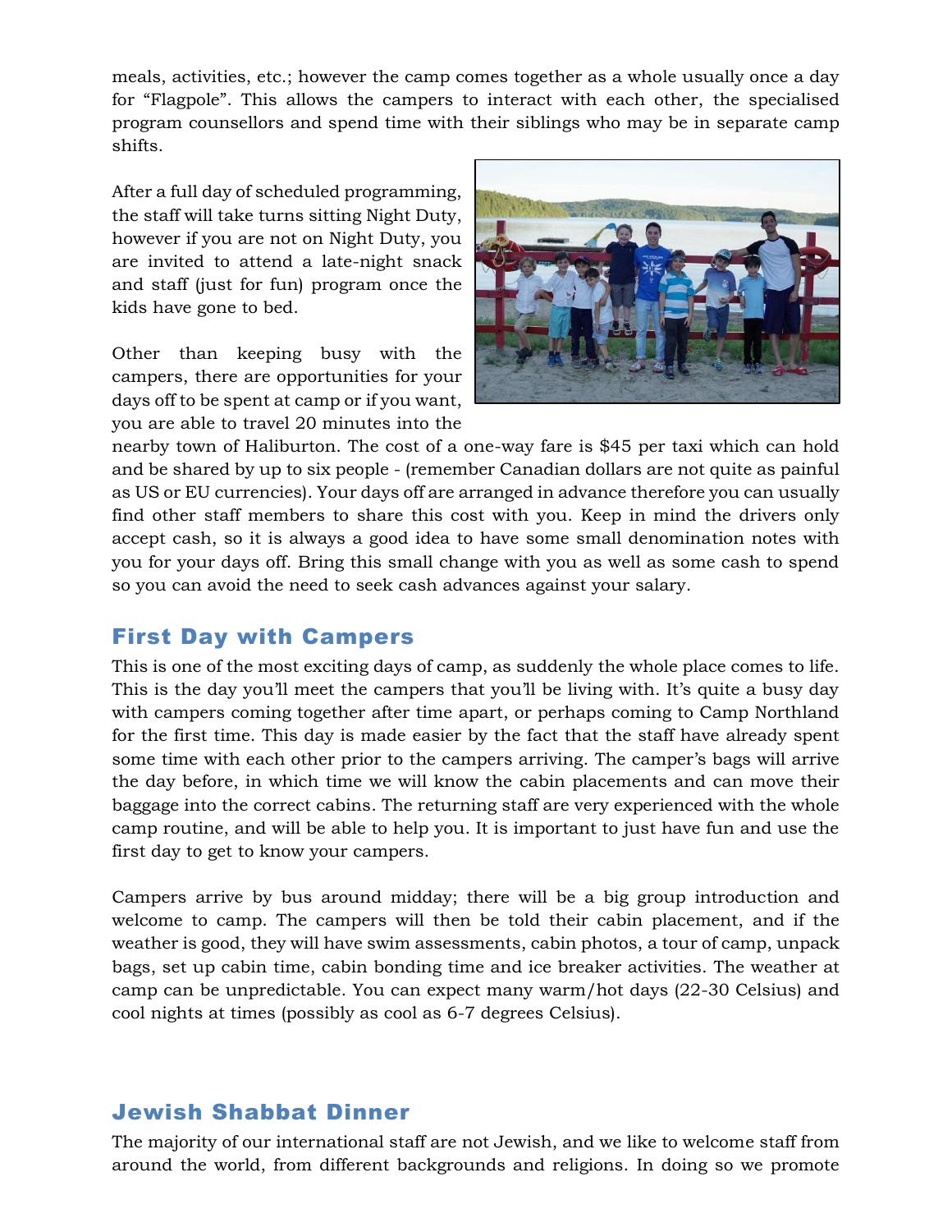meals, activities, etc.; however the camp comes together as a whole usually once a day for "Flagpole". This allows the campers to interact with each other, the specialised program counsellors and spend time with their siblings who may be in separate camp shifts.

After a full day of scheduled programming, the staff will take turns sitting Night Duty, however if you are not on Night Duty, you are invited to attend a late-night snack and staff (just for fun) program once the kids have gone to bed.

Other than keeping busy with the campers, there are opportunities for your days off to be spent at camp or if you want, you are able to travel 20 minutes into the nearby town of Haliburton. The cost of a one-way fare is $45 per taxi which can hold and be shared by up to six people - (remember Canadian dollars are not quite as painful as US or EU currencies). Your days off are arranged in advance therefore you can usually find other staff members to share this cost with you. Keep in mind the drivers only accept cash, so it is always a good idea to have some small denomination notes with you for your days off. Bring this small change with you as well as some cash to spend so you can avoid the need to seek cash advances against your salary.

## First Day with Campers

This is one of the most exciting days of camp, as suddenly the whole place comes to life. This is the day you'll meet the campers that you'll be living with. It's quite a busy day with campers coming together after time apart, or perhaps coming to Camp Northland for the first time. This day is made easier by the fact that the staff have already spent some time with each other prior to the campers arriving. The camper's bags will arrive the day before, in which time we will know the cabin placements and can move their baggage into the correct cabins. The returning staff are very experienced with the whole camp routine, and will be able to help you. It is important to just have fun and use the first day to get to know your campers.

Campers arrive by bus around midday; there will be a big group introduction and welcome to camp. The campers will then be told their cabin placement, and if the weather is good, they will have swim assessments, cabin photos, a tour of camp, unpack bags, set up cabin time, cabin bonding time and ice breaker activities. The weather at camp can be unpredictable. You can expect many warm/hot days (22-30 Celsius) and cool nights at times (possibly as cool as 6-7 degrees Celsius).

## Jewish Shabbat Dinner

The majority of our international staff are not Jewish, and we like to welcome staff from around the world, from different backgrounds and religions. In doing so we promote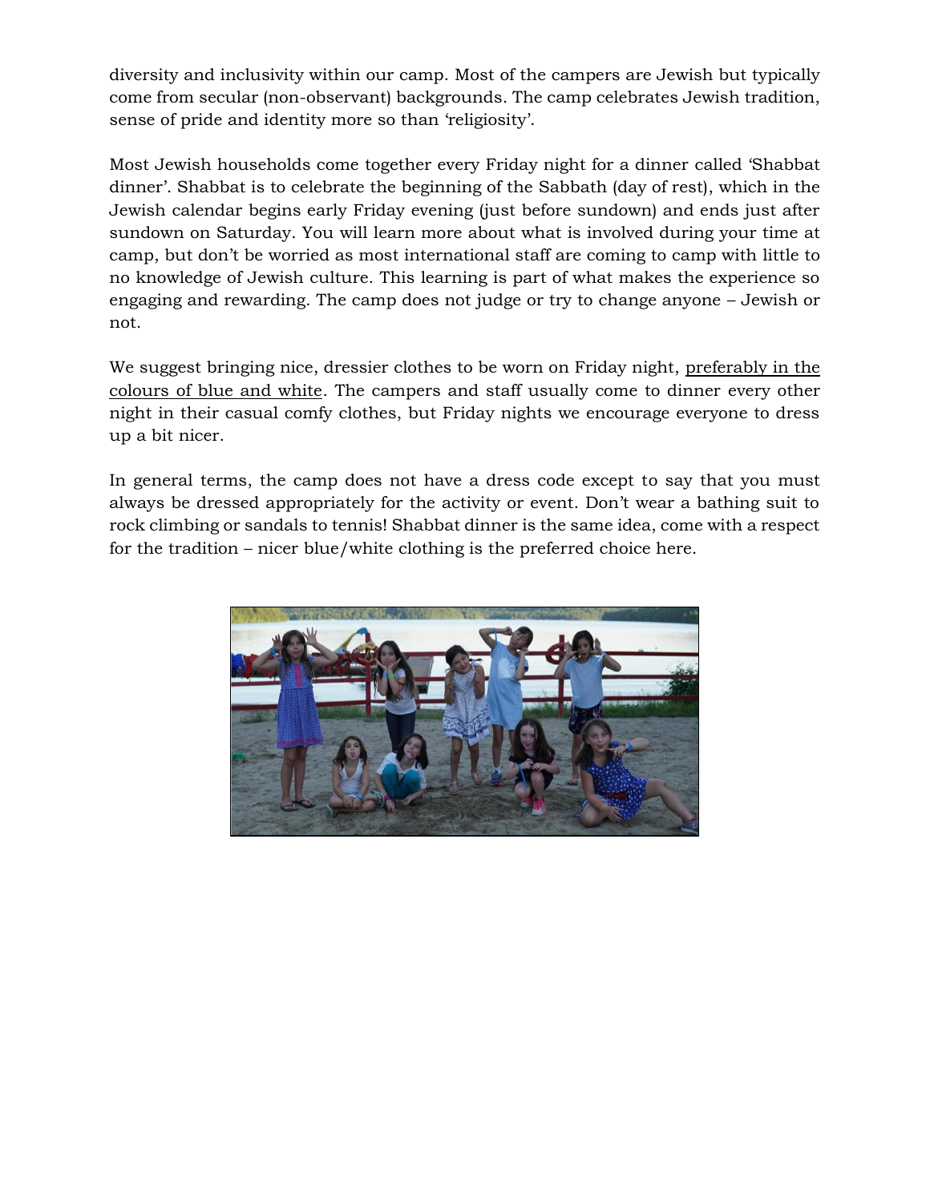diversity and inclusivity within our camp. Most of the campers are Jewish but typically come from secular (non-observant) backgrounds. The camp celebrates Jewish tradition, sense of pride and identity more so than 'religiosity'.

Most Jewish households come together every Friday night for a dinner called 'Shabbat dinner'. Shabbat is to celebrate the beginning of the Sabbath (day of rest), which in the Jewish calendar begins early Friday evening (just before sundown) and ends just after sundown on Saturday. You will learn more about what is involved during your time at camp, but don't be worried as most international staff are coming to camp with little to no knowledge of Jewish culture. This learning is part of what makes the experience so engaging and rewarding. The camp does not judge or try to change anyone – Jewish or not.

We suggest bringing nice, dressier clothes to be worn on Friday night, <u>preferably in the colours of blue and white</u>. The campers and staff usually come to dinner every other night in their casual comfy clothes, but Friday nights we encourage everyone to dress up a bit nicer.

In general terms, the camp does not have a dress code except to say that you must always be dressed appropriately for the activity or event. Don't wear a bathing suit to rock climbing or sandals to tennis! Shabbat dinner is the same idea, come with a respect for the tradition – nicer blue/white clothing is the preferred choice here.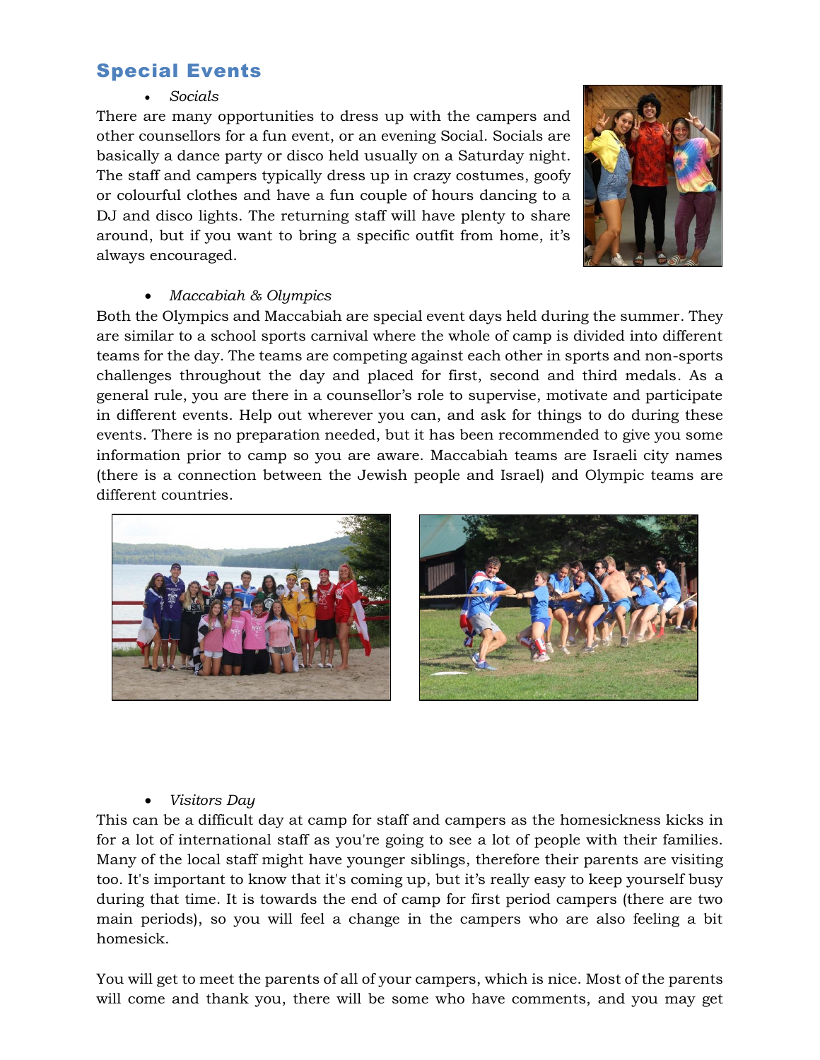## Special Events

- *Socials*

There are many opportunities to dress up with the campers and other counsellors for a fun event, or an evening Social. Socials are basically a dance party or disco held usually on a Saturday night. The staff and campers typically dress up in crazy costumes, goofy or colourful clothes and have a fun couple of hours dancing to a DJ and disco lights. The returning staff will have plenty to share around, but if you want to bring a specific outfit from home, it's always encouraged.

- *Maccabiah & Olympics*

Both the Olympics and Maccabiah are special event days held during the summer. They are similar to a school sports carnival where the whole of camp is divided into different teams for the day. The teams are competing against each other in sports and non-sports challenges throughout the day and placed for first, second and third medals. As a general rule, you are there in a counsellor's role to supervise, motivate and participate in different events. Help out wherever you can, and ask for things to do during these events. There is no preparation needed, but it has been recommended to give you some information prior to camp so you are aware. Maccabiah teams are Israeli city names (there is a connection between the Jewish people and Israel) and Olympic teams are different countries.

- *Visitors Day*

This can be a difficult day at camp for staff and campers as the homesickness kicks in for a lot of international staff as you're going to see a lot of people with their families. Many of the local staff might have younger siblings, therefore their parents are visiting too. It's important to know that it's coming up, but it's really easy to keep yourself busy during that time. It is towards the end of camp for first period campers (there are two main periods), so you will feel a change in the campers who are also feeling a bit homesick.

You will get to meet the parents of all of your campers, which is nice. Most of the parents will come and thank you, there will be some who have comments, and you may get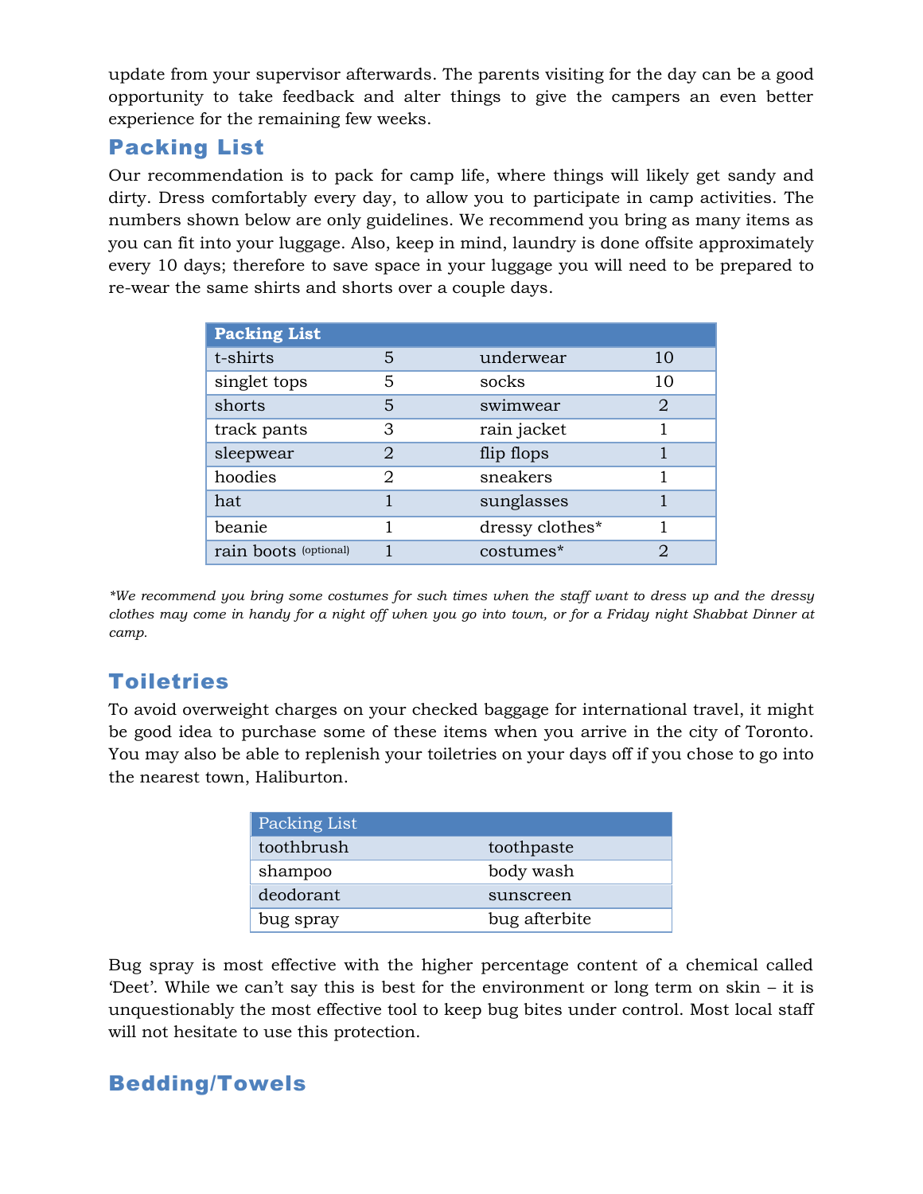update from your supervisor afterwards. The parents visiting for the day can be a good opportunity to take feedback and alter things to give the campers an even better experience for the remaining few weeks.

## Packing List

Our recommendation is to pack for camp life, where things will likely get sandy and dirty. Dress comfortably every day, to allow you to participate in camp activities. The numbers shown below are only guidelines. We recommend you bring as many items as you can fit into your luggage. Also, keep in mind, laundry is done offsite approximately every 10 days; therefore to save space in your luggage you will need to be prepared to re-wear the same shirts and shorts over a couple days.

| **Packing List** | | | |
|---|---|---|---|
| t-shirts | 5 | underwear | 10 |
| singlet tops | 5 | socks | 10 |
| shorts | 5 | swimwear | 2 |
| track pants | 3 | rain jacket | 1 |
| sleepwear | 2 | flip flops | 1 |
| hoodies | 2 | sneakers | 1 |
| hat | 1 | sunglasses | 1 |
| beanie | 1 | dressy clothes* | 1 |
| rain boots (optional) | 1 | costumes* | 2 |

*\*We recommend you bring some costumes for such times when the staff want to dress up and the dressy clothes may come in handy for a night off when you go into town, or for a Friday night Shabbat Dinner at camp.*

## Toiletries

To avoid overweight charges on your checked baggage for international travel, it might be good idea to purchase some of these items when you arrive in the city of Toronto. You may also be able to replenish your toiletries on your days off if you chose to go into the nearest town, Haliburton.

| Packing List | |
|---|---|
| toothbrush | toothpaste |
| shampoo | body wash |
| deodorant | sunscreen |
| bug spray | bug afterbite |

Bug spray is most effective with the higher percentage content of a chemical called 'Deet'. While we can't say this is best for the environment or long term on skin – it is unquestionably the most effective tool to keep bug bites under control. Most local staff will not hesitate to use this protection.

## Bedding/Towels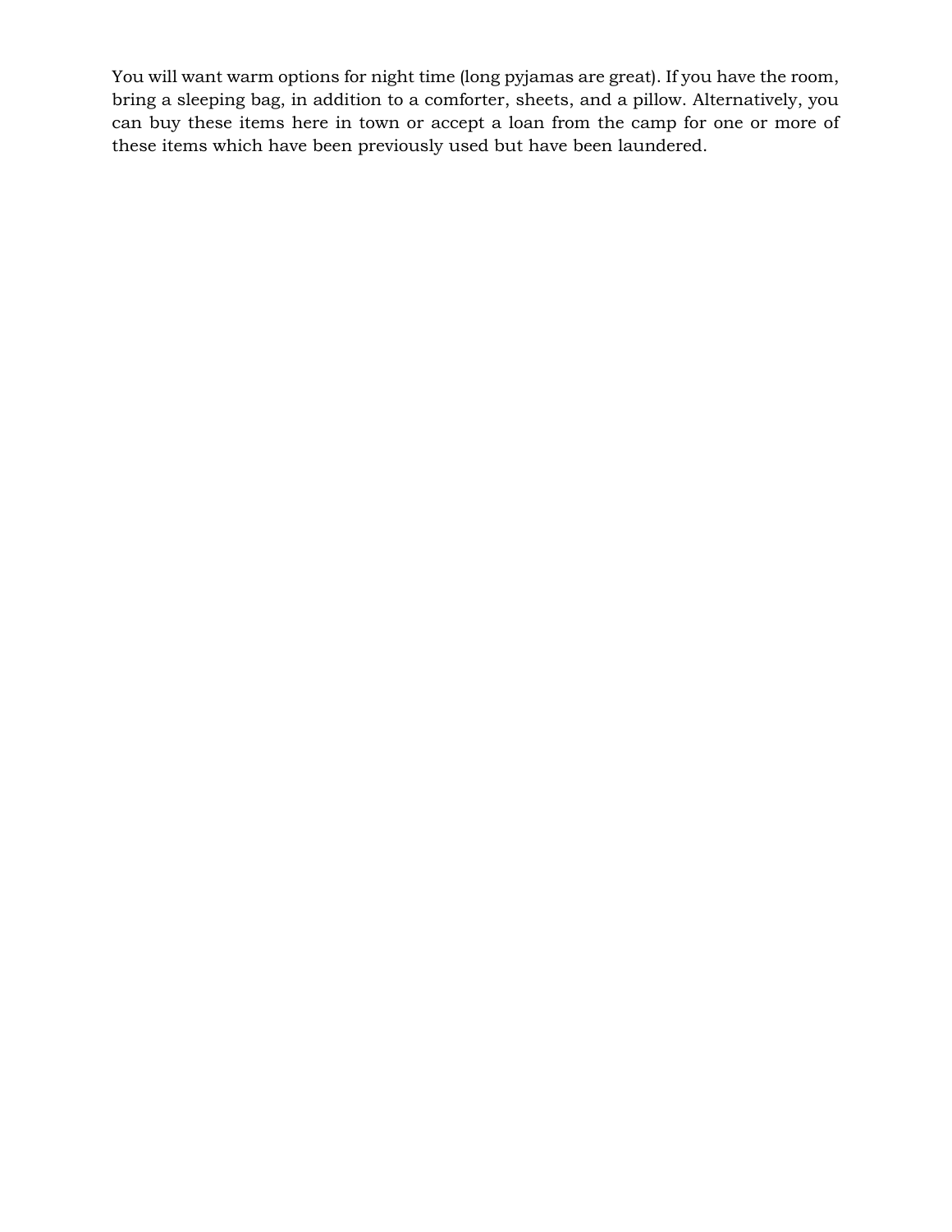You will want warm options for night time (long pyjamas are great). If you have the room, bring a sleeping bag, in addition to a comforter, sheets, and a pillow. Alternatively, you can buy these items here in town or accept a loan from the camp for one or more of these items which have been previously used but have been laundered.